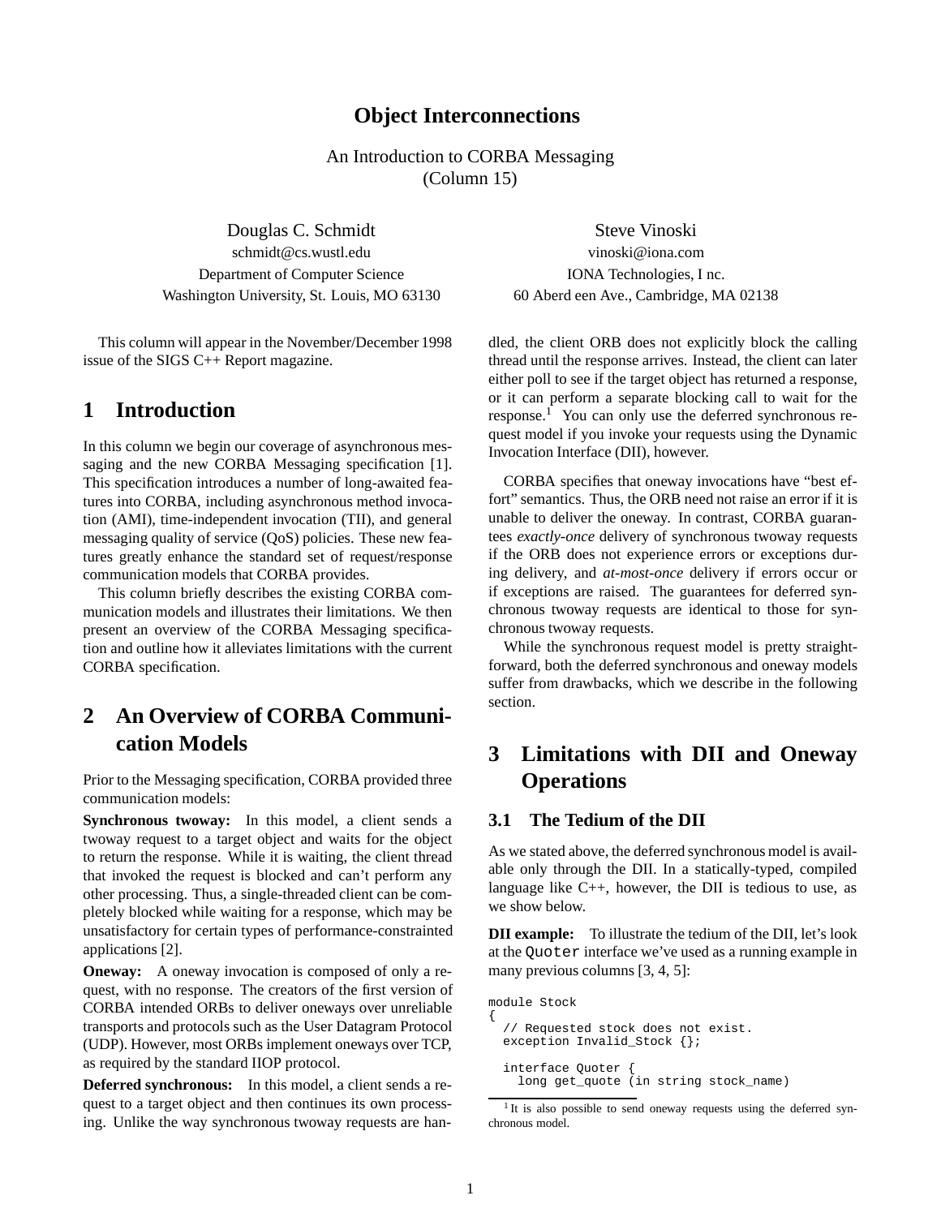# Object Interconnections

An Introduction to CORBA Messaging
(Column 15)

Douglas C. Schmidt
schmidt@cs.wustl.edu
Department of Computer Science
Washington University, St. Louis, MO 63130

Steve Vinoski
vinoski@iona.com
IONA Technologies, I nc.
60 Aberd een Ave., Cambridge, MA 02138

This column will appear in the November/December 1998 issue of the SIGS C++ Report magazine.

## 1 Introduction

In this column we begin our coverage of asynchronous messaging and the new CORBA Messaging specification [1]. This specification introduces a number of long-awaited features into CORBA, including asynchronous method invocation (AMI), time-independent invocation (TII), and general messaging quality of service (QoS) policies. These new features greatly enhance the standard set of request/response communication models that CORBA provides.

This column briefly describes the existing CORBA communication models and illustrates their limitations. We then present an overview of the CORBA Messaging specification and outline how it alleviates limitations with the current CORBA specification.

## 2 An Overview of CORBA Communication Models

Prior to the Messaging specification, CORBA provided three communication models:

**Synchronous twoway:** In this model, a client sends a twoway request to a target object and waits for the object to return the response. While it is waiting, the client thread that invoked the request is blocked and can't perform any other processing. Thus, a single-threaded client can be completely blocked while waiting for a response, which may be unsatisfactory for certain types of performance-constrainted applications [2].

**Oneway:** A oneway invocation is composed of only a request, with no response. The creators of the first version of CORBA intended ORBs to deliver oneways over unreliable transports and protocols such as the User Datagram Protocol (UDP). However, most ORBs implement oneways over TCP, as required by the standard IIOP protocol.

**Deferred synchronous:** In this model, a client sends a request to a target object and then continues its own processing. Unlike the way synchronous twoway requests are handled, the client ORB does not explicitly block the calling thread until the response arrives. Instead, the client can later either poll to see if the target object has returned a response, or it can perform a separate blocking call to wait for the response.[1] You can only use the deferred synchronous request model if you invoke your requests using the Dynamic Invocation Interface (DII), however.

CORBA specifies that oneway invocations have "best effort" semantics. Thus, the ORB need not raise an error if it is unable to deliver the oneway. In contrast, CORBA guarantees *exactly-once* delivery of synchronous twoway requests if the ORB does not experience errors or exceptions during delivery, and *at-most-once* delivery if errors occur or if exceptions are raised. The guarantees for deferred synchronous twoway requests are identical to those for synchronous twoway requests.

While the synchronous request model is pretty straightforward, both the deferred synchronous and oneway models suffer from drawbacks, which we describe in the following section.

## 3 Limitations with DII and Oneway Operations

### 3.1 The Tedium of the DII

As we stated above, the deferred synchronous model is available only through the DII. In a statically-typed, compiled language like C++, however, the DII is tedious to use, as we show below.

**DII example:** To illustrate the tedium of the DII, let's look at the `Quoter` interface we've used as a running example in many previous columns [3, 4, 5]:

```
module Stock
{
  // Requested stock does not exist.
  exception Invalid_Stock {};

  interface Quoter {
    long get_quote (in string stock_name)
```

[1] It is also possible to send oneway requests using the deferred synchronous model.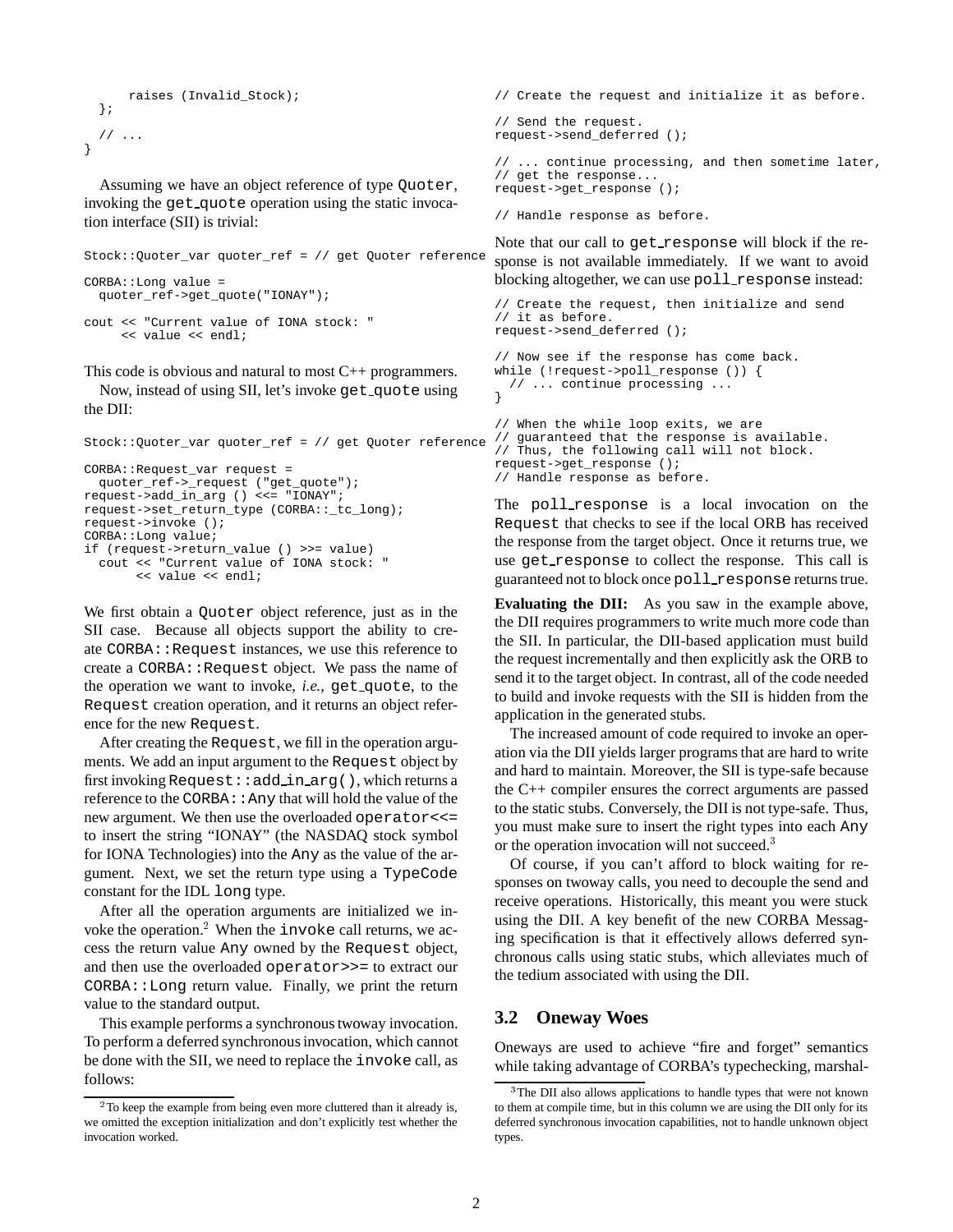```
    raises (Invalid_Stock);
  };

  // ...
}
```

Assuming we have an object reference of type `Quoter`, invoking the `get_quote` operation using the static invocation interface (SII) is trivial:

```
Stock::Quoter_var quoter_ref = // get Quoter reference

CORBA::Long value =
  quoter_ref->get_quote("IONAY");

cout << "Current value of IONA stock: "
     << value << endl;
```

This code is obvious and natural to most C++ programmers.

Now, instead of using SII, let's invoke `get_quote` using the DII:

```
Stock::Quoter_var quoter_ref = // get Quoter reference

CORBA::Request_var request =
  quoter_ref->_request ("get_quote");
request->add_in_arg () <<= "IONAY";
request->set_return_type (CORBA::_tc_long);
request->invoke ();
CORBA::Long value;
if (request->return_value () >>= value)
  cout << "Current value of IONA stock: "
       << value << endl;
```

We first obtain a `Quoter` object reference, just as in the SII case. Because all objects support the ability to create `CORBA::Request` instances, we use this reference to create a `CORBA::Request` object. We pass the name of the operation we want to invoke, *i.e.*, `get_quote`, to the `Request` creation operation, and it returns an object reference for the new `Request`.

After creating the `Request`, we fill in the operation arguments. We add an input argument to the `Request` object by first invoking `Request::add_in_arg()`, which returns a reference to the `CORBA::Any` that will hold the value of the new argument. We then use the overloaded `operator<<=` to insert the string "IONAY" (the NASDAQ stock symbol for IONA Technologies) into the `Any` as the value of the argument. Next, we set the return type using a `TypeCode` constant for the IDL `long` type.

After all the operation arguments are initialized we invoke the operation.[2] When the `invoke` call returns, we access the return value `Any` owned by the `Request` object, and then use the overloaded `operator>>=` to extract our `CORBA::Long` return value. Finally, we print the return value to the standard output.

This example performs a synchronous twoway invocation. To perform a deferred synchronous invocation, which cannot be done with the SII, we need to replace the `invoke` call, as follows:

```
// Create the request and initialize it as before.

// Send the request.
request->send_deferred ();

// ... continue processing, and then sometime later,
// get the response...
request->get_response ();

// Handle response as before.
```

Note that our call to `get_response` will block if the response is not available immediately. If we want to avoid blocking altogether, we can use `poll_response` instead:

```
// Create the request, then initialize and send
// it as before.
request->send_deferred ();

// Now see if the response has come back.
while (!request->poll_response ()) {
  // ... continue processing ...
}

// When the while loop exits, we are
// guaranteed that the response is available.
// Thus, the following call will not block.
request->get_response ();
// Handle response as before.
```

The `poll_response` is a local invocation on the `Request` that checks to see if the local ORB has received the response from the target object. Once it returns true, we use `get_response` to collect the response. This call is guaranteed not to block once `poll_response` returns true.

**Evaluating the DII:** As you saw in the example above, the DII requires programmers to write much more code than the SII. In particular, the DII-based application must build the request incrementally and then explicitly ask the ORB to send it to the target object. In contrast, all of the code needed to build and invoke requests with the SII is hidden from the application in the generated stubs.

The increased amount of code required to invoke an operation via the DII yields larger programs that are hard to write and hard to maintain. Moreover, the SII is type-safe because the C++ compiler ensures the correct arguments are passed to the static stubs. Conversely, the DII is not type-safe. Thus, you must make sure to insert the right types into each `Any` or the operation invocation will not succeed.[3]

Of course, if you can't afford to block waiting for responses on twoway calls, you need to decouple the send and receive operations. Historically, this meant you were stuck using the DII. A key benefit of the new CORBA Messaging specification is that it effectively allows deferred synchronous calls using static stubs, which alleviates much of the tedium associated with using the DII.

## 3.2 Oneway Woes

Oneways are used to achieve "fire and forget" semantics while taking advantage of CORBA's typechecking, marshal-

[2] To keep the example from being even more cluttered than it already is, we omitted the exception initialization and don't explicitly test whether the invocation worked.

[3] The DII also allows applications to handle types that were not known to them at compile time, but in this column we are using the DII only for its deferred synchronous invocation capabilities, not to handle unknown object types.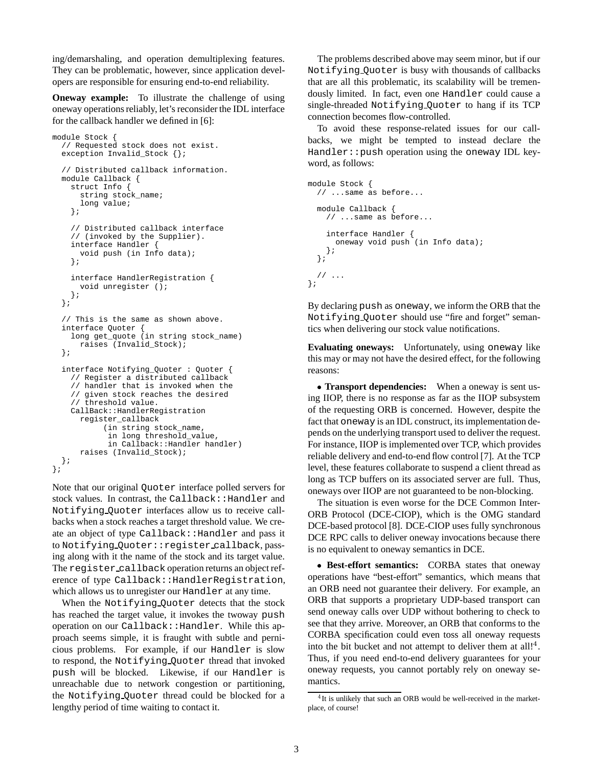ing/demarshaling, and operation demultiplexing features. They can be problematic, however, since application developers are responsible for ensuring end-to-end reliability.

**Oneway example:** To illustrate the challenge of using oneway operations reliably, let's reconsider the IDL interface for the callback handler we defined in [6]:

```
module Stock {
  // Requested stock does not exist.
  exception Invalid_Stock {};

  // Distributed callback information.
  module Callback {
    struct Info {
      string stock_name;
      long value;
    };

    // Distributed callback interface
    // (invoked by the Supplier).
    interface Handler {
      void push (in Info data);
    };

    interface HandlerRegistration {
      void unregister ();
    };
  };

  // This is the same as shown above.
  interface Quoter {
    long get_quote (in string stock_name)
      raises (Invalid_Stock);
  };

  interface Notifying_Quoter : Quoter {
    // Register a distributed callback
    // handler that is invoked when the
    // given stock reaches the desired
    // threshold value.
    CallBack::HandlerRegistration
      register_callback
           (in string stock_name,
            in long threshold_value,
            in Callback::Handler handler)
      raises (Invalid_Stock);
  };
};
```

Note that our original Quoter interface polled servers for stock values. In contrast, the Callback::Handler and Notifying_Quoter interfaces allow us to receive callbacks when a stock reaches a target threshold value. We create an object of type Callback::Handler and pass it to Notifying_Quoter::register_callback, passing along with it the name of the stock and its target value. The register_callback operation returns an object reference of type Callback::HandlerRegistration, which allows us to unregister our Handler at any time.

When the Notifying_Quoter detects that the stock has reached the target value, it invokes the twoway push operation on our Callback::Handler. While this approach seems simple, it is fraught with subtle and pernicious problems. For example, if our Handler is slow to respond, the Notifying_Quoter thread that invoked push will be blocked. Likewise, if our Handler is unreachable due to network congestion or partitioning, the Notifying_Quoter thread could be blocked for a lengthy period of time waiting to contact it.

The problems described above may seem minor, but if our Notifying_Quoter is busy with thousands of callbacks that are all this problematic, its scalability will be tremendously limited. In fact, even one Handler could cause a single-threaded Notifying_Quoter to hang if its TCP connection becomes flow-controlled.

To avoid these response-related issues for our callbacks, we might be tempted to instead declare the Handler::push operation using the oneway IDL keyword, as follows:

```
module Stock {
  // ...same as before...

  module Callback {
    // ...same as before...

    interface Handler {
      oneway void push (in Info data);
    };
  };

  // ...
};
```

By declaring push as oneway, we inform the ORB that the Notifying_Quoter should use "fire and forget" semantics when delivering our stock value notifications.

**Evaluating oneways:** Unfortunately, using oneway like this may or may not have the desired effect, for the following reasons:

- **Transport dependencies:** When a oneway is sent using IIOP, there is no response as far as the IIOP subsystem of the requesting ORB is concerned. However, despite the fact that oneway is an IDL construct, its implementation depends on the underlying transport used to deliver the request. For instance, IIOP is implemented over TCP, which provides reliable delivery and end-to-end flow control [7]. At the TCP level, these features collaborate to suspend a client thread as long as TCP buffers on its associated server are full. Thus, oneways over IIOP are not guaranteed to be non-blocking.

  The situation is even worse for the DCE Common Inter-ORB Protocol (DCE-CIOP), which is the OMG standard DCE-based protocol [8]. DCE-CIOP uses fully synchronous DCE RPC calls to deliver oneway invocations because there is no equivalent to oneway semantics in DCE.

- **Best-effort semantics:** CORBA states that oneway operations have "best-effort" semantics, which means that an ORB need not guarantee their delivery. For example, an ORB that supports a proprietary UDP-based transport can send oneway calls over UDP without bothering to check to see that they arrive. Moreover, an ORB that conforms to the CORBA specification could even toss all oneway requests into the bit bucket and not attempt to deliver them at all![4]. Thus, if you need end-to-end delivery guarantees for your oneway requests, you cannot portably rely on oneway semantics.

[4] It is unlikely that such an ORB would be well-received in the marketplace, of course!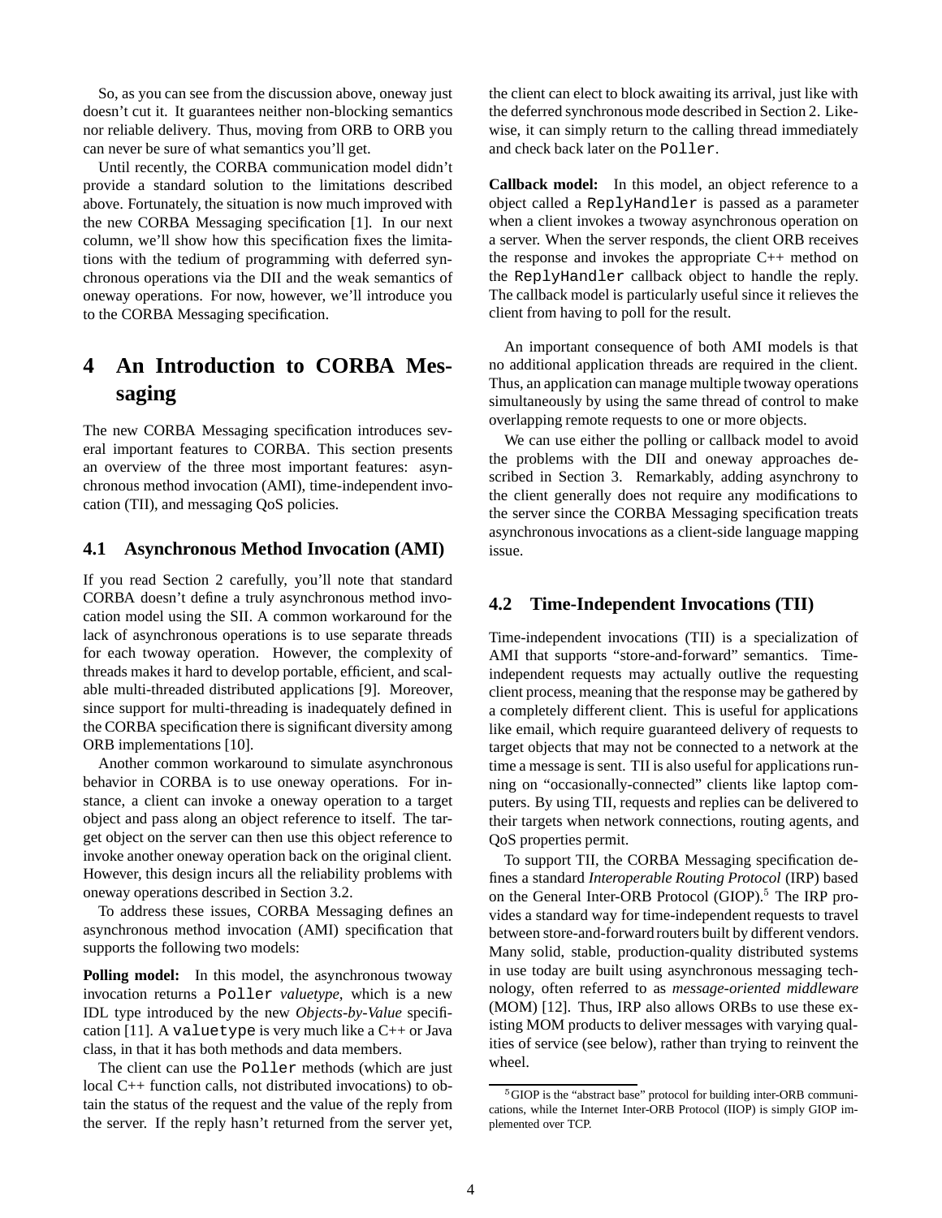So, as you can see from the discussion above, oneway just doesn't cut it. It guarantees neither non-blocking semantics nor reliable delivery. Thus, moving from ORB to ORB you can never be sure of what semantics you'll get.

Until recently, the CORBA communication model didn't provide a standard solution to the limitations described above. Fortunately, the situation is now much improved with the new CORBA Messaging specification [1]. In our next column, we'll show how this specification fixes the limitations with the tedium of programming with deferred synchronous operations via the DII and the weak semantics of oneway operations. For now, however, we'll introduce you to the CORBA Messaging specification.

# 4 An Introduction to CORBA Messaging

The new CORBA Messaging specification introduces several important features to CORBA. This section presents an overview of the three most important features: asynchronous method invocation (AMI), time-independent invocation (TII), and messaging QoS policies.

## 4.1 Asynchronous Method Invocation (AMI)

If you read Section 2 carefully, you'll note that standard CORBA doesn't define a truly asynchronous method invocation model using the SII. A common workaround for the lack of asynchronous operations is to use separate threads for each twoway operation. However, the complexity of threads makes it hard to develop portable, efficient, and scalable multi-threaded distributed applications [9]. Moreover, since support for multi-threading is inadequately defined in the CORBA specification there is significant diversity among ORB implementations [10].

Another common workaround to simulate asynchronous behavior in CORBA is to use oneway operations. For instance, a client can invoke a oneway operation to a target object and pass along an object reference to itself. The target object on the server can then use this object reference to invoke another oneway operation back on the original client. However, this design incurs all the reliability problems with oneway operations described in Section 3.2.

To address these issues, CORBA Messaging defines an asynchronous method invocation (AMI) specification that supports the following two models:

**Polling model:** In this model, the asynchronous twoway invocation returns a `Poller` *valuetype*, which is a new IDL type introduced by the new *Objects-by-Value* specification [11]. A `valuetype` is very much like a C++ or Java class, in that it has both methods and data members.

The client can use the `Poller` methods (which are just local C++ function calls, not distributed invocations) to obtain the status of the request and the value of the reply from the server. If the reply hasn't returned from the server yet, the client can elect to block awaiting its arrival, just like with the deferred synchronous mode described in Section 2. Likewise, it can simply return to the calling thread immediately and check back later on the `Poller`.

**Callback model:** In this model, an object reference to a object called a `ReplyHandler` is passed as a parameter when a client invokes a twoway asynchronous operation on a server. When the server responds, the client ORB receives the response and invokes the appropriate C++ method on the `ReplyHandler` callback object to handle the reply. The callback model is particularly useful since it relieves the client from having to poll for the result.

An important consequence of both AMI models is that no additional application threads are required in the client. Thus, an application can manage multiple twoway operations simultaneously by using the same thread of control to make overlapping remote requests to one or more objects.

We can use either the polling or callback model to avoid the problems with the DII and oneway approaches described in Section 3. Remarkably, adding asynchrony to the client generally does not require any modifications to the server since the CORBA Messaging specification treats asynchronous invocations as a client-side language mapping issue.

## 4.2 Time-Independent Invocations (TII)

Time-independent invocations (TII) is a specialization of AMI that supports "store-and-forward" semantics. Time-independent requests may actually outlive the requesting client process, meaning that the response may be gathered by a completely different client. This is useful for applications like email, which require guaranteed delivery of requests to target objects that may not be connected to a network at the time a message is sent. TII is also useful for applications running on "occasionally-connected" clients like laptop computers. By using TII, requests and replies can be delivered to their targets when network connections, routing agents, and QoS properties permit.

To support TII, the CORBA Messaging specification defines a standard *Interoperable Routing Protocol* (IRP) based on the General Inter-ORB Protocol (GIOP).[5] The IRP provides a standard way for time-independent requests to travel between store-and-forward routers built by different vendors. Many solid, stable, production-quality distributed systems in use today are built using asynchronous messaging technology, often referred to as *message-oriented middleware* (MOM) [12]. Thus, IRP also allows ORBs to use these existing MOM products to deliver messages with varying qualities of service (see below), rather than trying to reinvent the wheel.

[5] GIOP is the "abstract base" protocol for building inter-ORB communications, while the Internet Inter-ORB Protocol (IIOP) is simply GIOP implemented over TCP.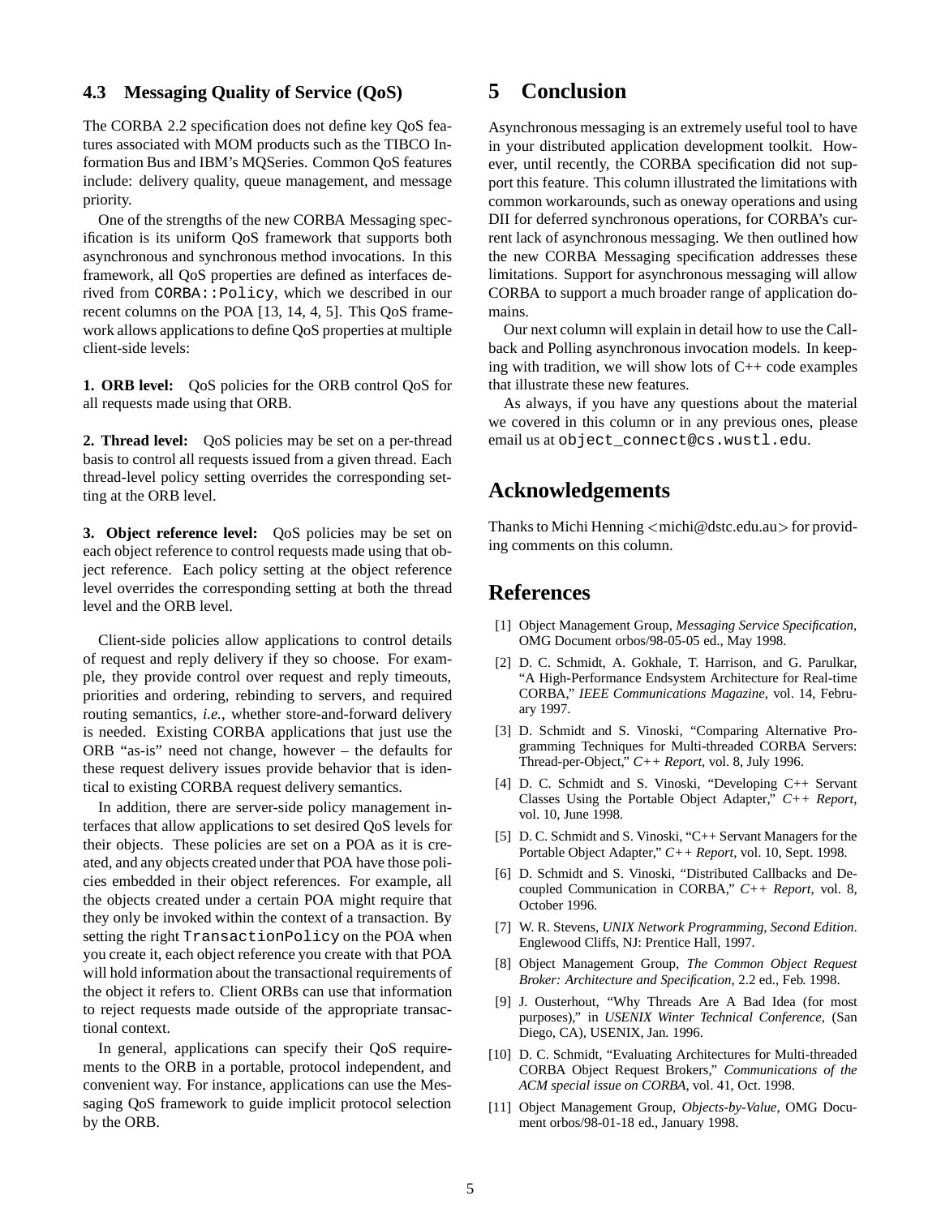### 4.3 Messaging Quality of Service (QoS)

The CORBA 2.2 specification does not define key QoS features associated with MOM products such as the TIBCO Information Bus and IBM's MQSeries. Common QoS features include: delivery quality, queue management, and message priority.

One of the strengths of the new CORBA Messaging specification is its uniform QoS framework that supports both asynchronous and synchronous method invocations. In this framework, all QoS properties are defined as interfaces derived from `CORBA::Policy`, which we described in our recent columns on the POA [13, 14, 4, 5]. This QoS framework allows applications to define QoS properties at multiple client-side levels:

**1. ORB level:** QoS policies for the ORB control QoS for all requests made using that ORB.

**2. Thread level:** QoS policies may be set on a per-thread basis to control all requests issued from a given thread. Each thread-level policy setting overrides the corresponding setting at the ORB level.

**3. Object reference level:** QoS policies may be set on each object reference to control requests made using that object reference. Each policy setting at the object reference level overrides the corresponding setting at both the thread level and the ORB level.

Client-side policies allow applications to control details of request and reply delivery if they so choose. For example, they provide control over request and reply timeouts, priorities and ordering, rebinding to servers, and required routing semantics, *i.e.*, whether store-and-forward delivery is needed. Existing CORBA applications that just use the ORB "as-is" need not change, however – the defaults for these request delivery issues provide behavior that is identical to existing CORBA request delivery semantics.

In addition, there are server-side policy management interfaces that allow applications to set desired QoS levels for their objects. These policies are set on a POA as it is created, and any objects created under that POA have those policies embedded in their object references. For example, all the objects created under a certain POA might require that they only be invoked within the context of a transaction. By setting the right `TransactionPolicy` on the POA when you create it, each object reference you create with that POA will hold information about the transactional requirements of the object it refers to. Client ORBs can use that information to reject requests made outside of the appropriate transactional context.

In general, applications can specify their QoS requirements to the ORB in a portable, protocol independent, and convenient way. For instance, applications can use the Messaging QoS framework to guide implicit protocol selection by the ORB.

# 5 Conclusion

Asynchronous messaging is an extremely useful tool to have in your distributed application development toolkit. However, until recently, the CORBA specification did not support this feature. This column illustrated the limitations with common workarounds, such as oneway operations and using DII for deferred synchronous operations, for CORBA's current lack of asynchronous messaging. We then outlined how the new CORBA Messaging specification addresses these limitations. Support for asynchronous messaging will allow CORBA to support a much broader range of application domains.

Our next column will explain in detail how to use the Callback and Polling asynchronous invocation models. In keeping with tradition, we will show lots of C++ code examples that illustrate these new features.

As always, if you have any questions about the material we covered in this column or in any previous ones, please email us at `object_connect@cs.wustl.edu`.

# Acknowledgements

Thanks to Michi Henning <michi@dstc.edu.au> for providing comments on this column.

# References

[1] Object Management Group, *Messaging Service Specification*, OMG Document orbos/98-05-05 ed., May 1998.

[2] D. C. Schmidt, A. Gokhale, T. Harrison, and G. Parulkar, "A High-Performance Endsystem Architecture for Real-time CORBA," *IEEE Communications Magazine*, vol. 14, February 1997.

[3] D. Schmidt and S. Vinoski, "Comparing Alternative Programming Techniques for Multi-threaded CORBA Servers: Thread-per-Object," *C++ Report*, vol. 8, July 1996.

[4] D. C. Schmidt and S. Vinoski, "Developing C++ Servant Classes Using the Portable Object Adapter," *C++ Report*, vol. 10, June 1998.

[5] D. C. Schmidt and S. Vinoski, "C++ Servant Managers for the Portable Object Adapter," *C++ Report*, vol. 10, Sept. 1998.

[6] D. Schmidt and S. Vinoski, "Distributed Callbacks and Decoupled Communication in CORBA," *C++ Report*, vol. 8, October 1996.

[7] W. R. Stevens, *UNIX Network Programming, Second Edition*. Englewood Cliffs, NJ: Prentice Hall, 1997.

[8] Object Management Group, *The Common Object Request Broker: Architecture and Specification*, 2.2 ed., Feb. 1998.

[9] J. Ousterhout, "Why Threads Are A Bad Idea (for most purposes)," in *USENIX Winter Technical Conference*, (San Diego, CA), USENIX, Jan. 1996.

[10] D. C. Schmidt, "Evaluating Architectures for Multi-threaded CORBA Object Request Brokers," *Communications of the ACM special issue on CORBA*, vol. 41, Oct. 1998.

[11] Object Management Group, *Objects-by-Value*, OMG Document orbos/98-01-18 ed., January 1998.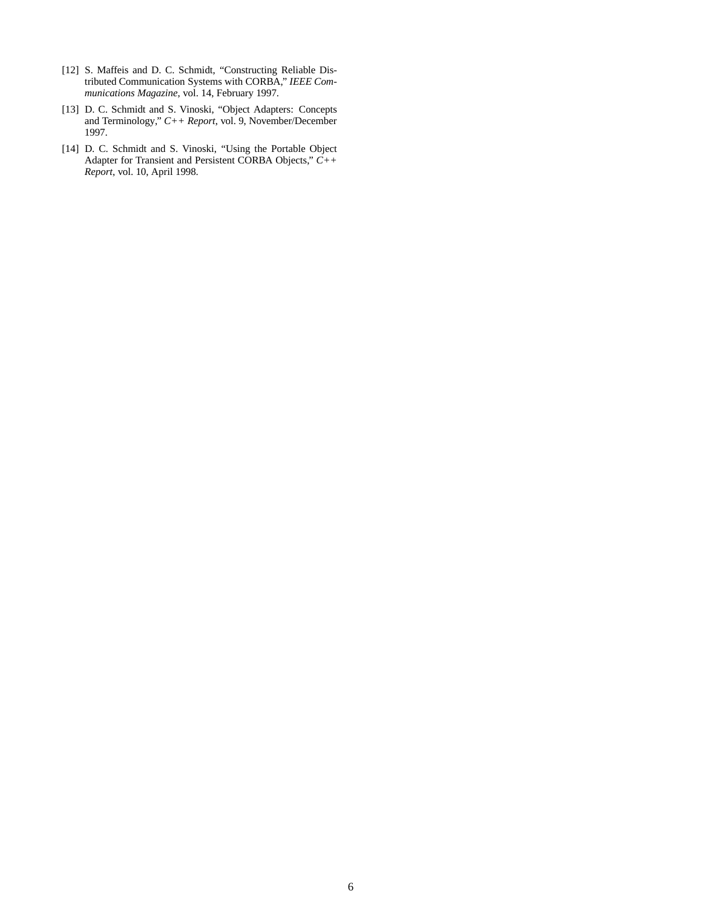[12] S. Maffeis and D. C. Schmidt, "Constructing Reliable Distributed Communication Systems with CORBA," *IEEE Communications Magazine*, vol. 14, February 1997.

[13] D. C. Schmidt and S. Vinoski, "Object Adapters: Concepts and Terminology," *C++ Report*, vol. 9, November/December 1997.

[14] D. C. Schmidt and S. Vinoski, "Using the Portable Object Adapter for Transient and Persistent CORBA Objects," *C++ Report*, vol. 10, April 1998.